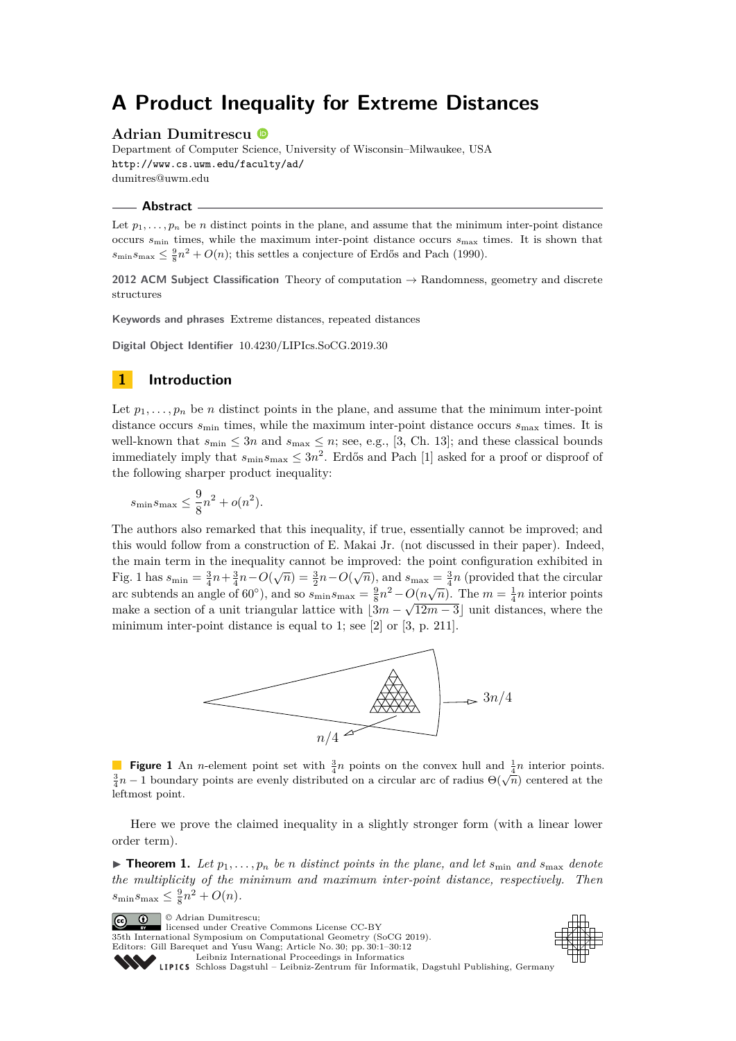# A Product Inequality for Extreme Distances

**Adrian Dumitrescu**

Department of Computer Science, University of Wisconsin–Milwaukee, USA
http://www.cs.uwm.edu/faculty/ad/
dumitres@uwm.edu

## Abstract

Let $p_1, \ldots, p_n$ be $n$ distinct points in the plane, and assume that the minimum inter-point distance occurs $s_{\min}$ times, while the maximum inter-point distance occurs $s_{\max}$ times. It is shown that $s_{\min} s_{\max} \leq \frac{9}{8}n^2 + O(n)$; this settles a conjecture of Erdős and Pach (1990).

**2012 ACM Subject Classification** Theory of computation → Randomness, geometry and discrete structures

**Keywords and phrases** Extreme distances, repeated distances

**Digital Object Identifier** 10.4230/LIPIcs.SoCG.2019.30

## 1 Introduction

Let $p_1, \ldots, p_n$ be $n$ distinct points in the plane, and assume that the minimum inter-point distance occurs $s_{\min}$ times, while the maximum inter-point distance occurs $s_{\max}$ times. It is well-known that $s_{\min} \leq 3n$ and $s_{\max} \leq n$; see, e.g., [3, Ch. 13]; and these classical bounds immediately imply that $s_{\min} s_{\max} \leq 3n^2$. Erdős and Pach [1] asked for a proof or disproof of the following sharper product inequality:

$$s_{\min} s_{\max} \leq \frac{9}{8}n^2 + o(n^2).$$

The authors also remarked that this inequality, if true, essentially cannot be improved; and this would follow from a construction of E. Makai Jr. (not discussed in their paper). Indeed, the main term in the inequality cannot be improved: the point configuration exhibited in Fig. 1 has $s_{\min} = \frac{3}{4}n + \frac{3}{4}n - O(\sqrt{n}) = \frac{3}{2}n - O(\sqrt{n})$, and $s_{\max} = \frac{3}{4}n$ (provided that the circular arc subtends an angle of 60°), and so $s_{\min} s_{\max} = \frac{9}{8}n^2 - O(n\sqrt{n})$. The $m = \frac{1}{4}n$ interior points make a section of a unit triangular lattice with $\lfloor 3m - \sqrt{12m-3} \rfloor$ unit distances, where the minimum inter-point distance is equal to 1; see [2] or [3, p. 211].

**Figure 1** An $n$-element point set with $\frac{3}{4}n$ points on the convex hull and $\frac{1}{4}n$ interior points. $\frac{3}{4}n - 1$ boundary points are evenly distributed on a circular arc of radius $\Theta(\sqrt{n})$ centered at the leftmost point.

Here we prove the claimed inequality in a slightly stronger form (with a linear lower order term).

▶ **Theorem 1.** *Let $p_1, \ldots, p_n$ be $n$ distinct points in the plane, and let $s_{\min}$ and $s_{\max}$ denote the multiplicity of the minimum and maximum inter-point distance, respectively. Then $s_{\min} s_{\max} \leq \frac{9}{8}n^2 + O(n)$.*

© Adrian Dumitrescu;
licensed under Creative Commons License CC-BY
35th International Symposium on Computational Geometry (SoCG 2019).
Editors: Gill Barequet and Yusu Wang; Article No. 30; pp. 30:1–30:12
Leibniz International Proceedings in Informatics
LIPICS Schloss Dagstuhl – Leibniz-Zentrum für Informatik, Dagstuhl Publishing, Germany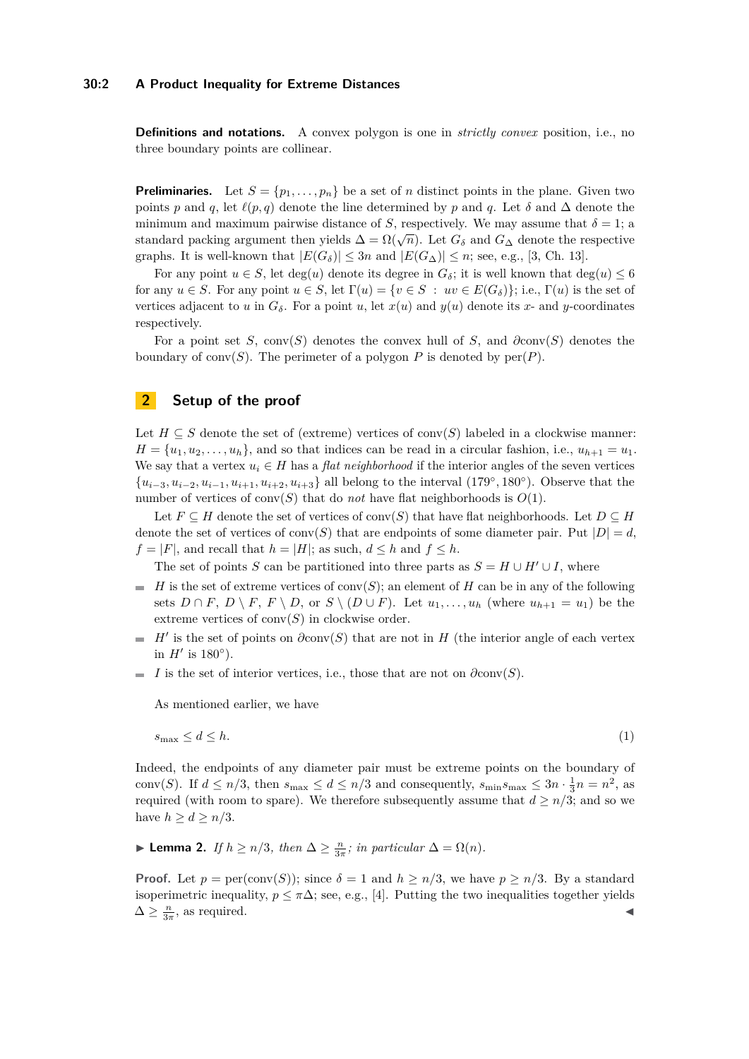**Definitions and notations.** A convex polygon is one in *strictly convex* position, i.e., no three boundary points are collinear.

**Preliminaries.** Let $S = \{p_1, \ldots, p_n\}$ be a set of $n$ distinct points in the plane. Given two points $p$ and $q$, let $\ell(p,q)$ denote the line determined by $p$ and $q$. Let $\delta$ and $\Delta$ denote the minimum and maximum pairwise distance of $S$, respectively. We may assume that $\delta = 1$; a standard packing argument then yields $\Delta = \Omega(\sqrt{n})$. Let $G_\delta$ and $G_\Delta$ denote the respective graphs. It is well-known that $|E(G_\delta)| \leq 3n$ and $|E(G_\Delta)| \leq n$; see, e.g., [3, Ch. 13].

For any point $u \in S$, let $\deg(u)$ denote its degree in $G_\delta$; it is well known that $\deg(u) \leq 6$ for any $u \in S$. For any point $u \in S$, let $\Gamma(u) = \{v \in S \; : \; uv \in E(G_\delta)\}$; i.e., $\Gamma(u)$ is the set of vertices adjacent to $u$ in $G_\delta$. For a point $u$, let $x(u)$ and $y(u)$ denote its $x$- and $y$-coordinates respectively.

For a point set $S$, $\mathrm{conv}(S)$ denotes the convex hull of $S$, and $\partial\mathrm{conv}(S)$ denotes the boundary of $\mathrm{conv}(S)$. The perimeter of a polygon $P$ is denoted by $\mathrm{per}(P)$.

## 2 Setup of the proof

Let $H \subseteq S$ denote the set of (extreme) vertices of $\mathrm{conv}(S)$ labeled in a clockwise manner: $H = \{u_1, u_2, \ldots, u_h\}$, and so that indices can be read in a circular fashion, i.e., $u_{h+1} = u_1$. We say that a vertex $u_i \in H$ has a *flat neighborhood* if the interior angles of the seven vertices $\{u_{i-3}, u_{i-2}, u_{i-1}, u_{i+1}, u_{i+2}, u_{i+3}\}$ all belong to the interval $(179^\circ, 180^\circ)$. Observe that the number of vertices of $\mathrm{conv}(S)$ that do *not* have flat neighborhoods is $O(1)$.

Let $F \subseteq H$ denote the set of vertices of $\mathrm{conv}(S)$ that have flat neighborhoods. Let $D \subseteq H$ denote the set of vertices of $\mathrm{conv}(S)$ that are endpoints of some diameter pair. Put $|D| = d$, $f = |F|$, and recall that $h = |H|$; as such, $d \leq h$ and $f \leq h$.

The set of points $S$ can be partitioned into three parts as $S = H \cup H' \cup I$, where

- $H$ is the set of extreme vertices of $\mathrm{conv}(S)$; an element of $H$ can be in any of the following sets $D \cap F$, $D \setminus F$, $F \setminus D$, or $S \setminus (D \cup F)$. Let $u_1, \ldots, u_h$ (where $u_{h+1} = u_1$) be the extreme vertices of $\mathrm{conv}(S)$ in clockwise order.
- $H'$ is the set of points on $\partial\mathrm{conv}(S)$ that are not in $H$ (the interior angle of each vertex in $H'$ is $180^\circ$).
- $I$ is the set of interior vertices, i.e., those that are not on $\partial\mathrm{conv}(S)$.

As mentioned earlier, we have

$$s_{\max} \leq d \leq h. \tag{1}$$

Indeed, the endpoints of any diameter pair must be extreme points on the boundary of $\mathrm{conv}(S)$. If $d \leq n/3$, then $s_{\max} \leq d \leq n/3$ and consequently, $s_{\min} s_{\max} \leq 3n \cdot \frac{1}{3}n = n^2$, as required (with room to spare). We therefore subsequently assume that $d \geq n/3$; and so we have $h \geq d \geq n/3$.

▶ **Lemma 2.** *If $h \geq n/3$, then $\Delta \geq \frac{n}{3\pi}$; in particular $\Delta = \Omega(n)$.*

**Proof.** Let $p = \mathrm{per}(\mathrm{conv}(S))$; since $\delta = 1$ and $h \geq n/3$, we have $p \geq n/3$. By a standard isoperimetric inequality, $p \leq \pi\Delta$; see, e.g., [4]. Putting the two inequalities together yields $\Delta \geq \frac{n}{3\pi}$, as required. ◀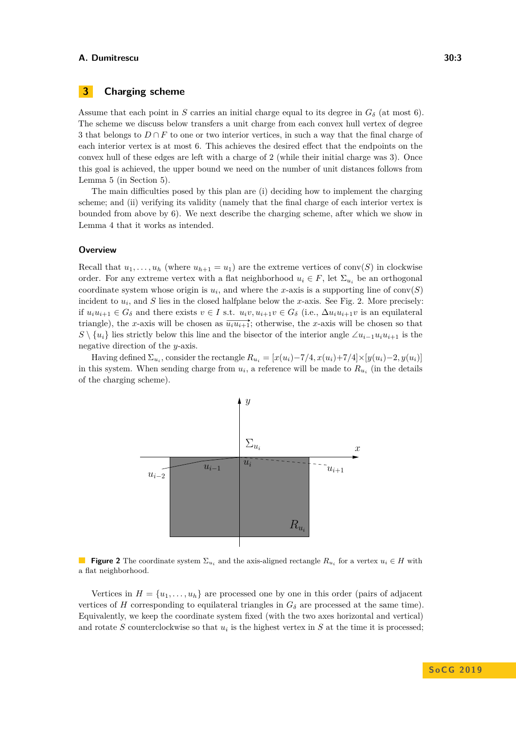## 3 Charging scheme

Assume that each point in $S$ carries an initial charge equal to its degree in $G_\delta$ (at most 6). The scheme we discuss below transfers a unit charge from each convex hull vertex of degree 3 that belongs to $D \cap F$ to one or two interior vertices, in such a way that the final charge of each interior vertex is at most 6. This achieves the desired effect that the endpoints on the convex hull of these edges are left with a charge of 2 (while their initial charge was 3). Once this goal is achieved, the upper bound we need on the number of unit distances follows from Lemma 5 (in Section 5).

The main difficulties posed by this plan are (i) deciding how to implement the charging scheme; and (ii) verifying its validity (namely that the final charge of each interior vertex is bounded from above by 6). We next describe the charging scheme, after which we show in Lemma 4 that it works as intended.

### Overview

Recall that $u_1, \ldots, u_h$ (where $u_{h+1} = u_1$) are the extreme vertices of conv$(S)$ in clockwise order. For any extreme vertex with a flat neighborhood $u_i \in F$, let $\Sigma_{u_i}$ be an orthogonal coordinate system whose origin is $u_i$, and where the $x$-axis is a supporting line of conv$(S)$ incident to $u_i$, and $S$ lies in the closed halfplane below the $x$-axis. See Fig. 2. More precisely: if $u_i u_{i+1} \in G_\delta$ and there exists $v \in I$ s.t. $u_i v, u_{i+1} v \in G_\delta$ (i.e., $\Delta u_i u_{i+1} v$ is an equilateral triangle), the $x$-axis will be chosen as $\overrightarrow{u_i u_{i+1}}$; otherwise, the $x$-axis will be chosen so that $S \setminus \{u_i\}$ lies strictly below this line and the bisector of the interior angle $\angle u_{i-1} u_i u_{i+1}$ is the negative direction of the $y$-axis.

Having defined $\Sigma_{u_i}$, consider the rectangle $R_{u_i} = [x(u_i) - 7/4, x(u_i) + 7/4] \times [y(u_i) - 2, y(u_i)]$ in this system. When sending charge from $u_i$, a reference will be made to $R_{u_i}$ (in the details of the charging scheme).

**Figure 2** The coordinate system $\Sigma_{u_i}$ and the axis-aligned rectangle $R_{u_i}$ for a vertex $u_i \in H$ with a flat neighborhood.

Vertices in $H = \{u_1, \ldots, u_h\}$ are processed one by one in this order (pairs of adjacent vertices of $H$ corresponding to equilateral triangles in $G_\delta$ are processed at the same time). Equivalently, we keep the coordinate system fixed (with the two axes horizontal and vertical) and rotate $S$ counterclockwise so that $u_i$ is the highest vertex in $S$ at the time it is processed;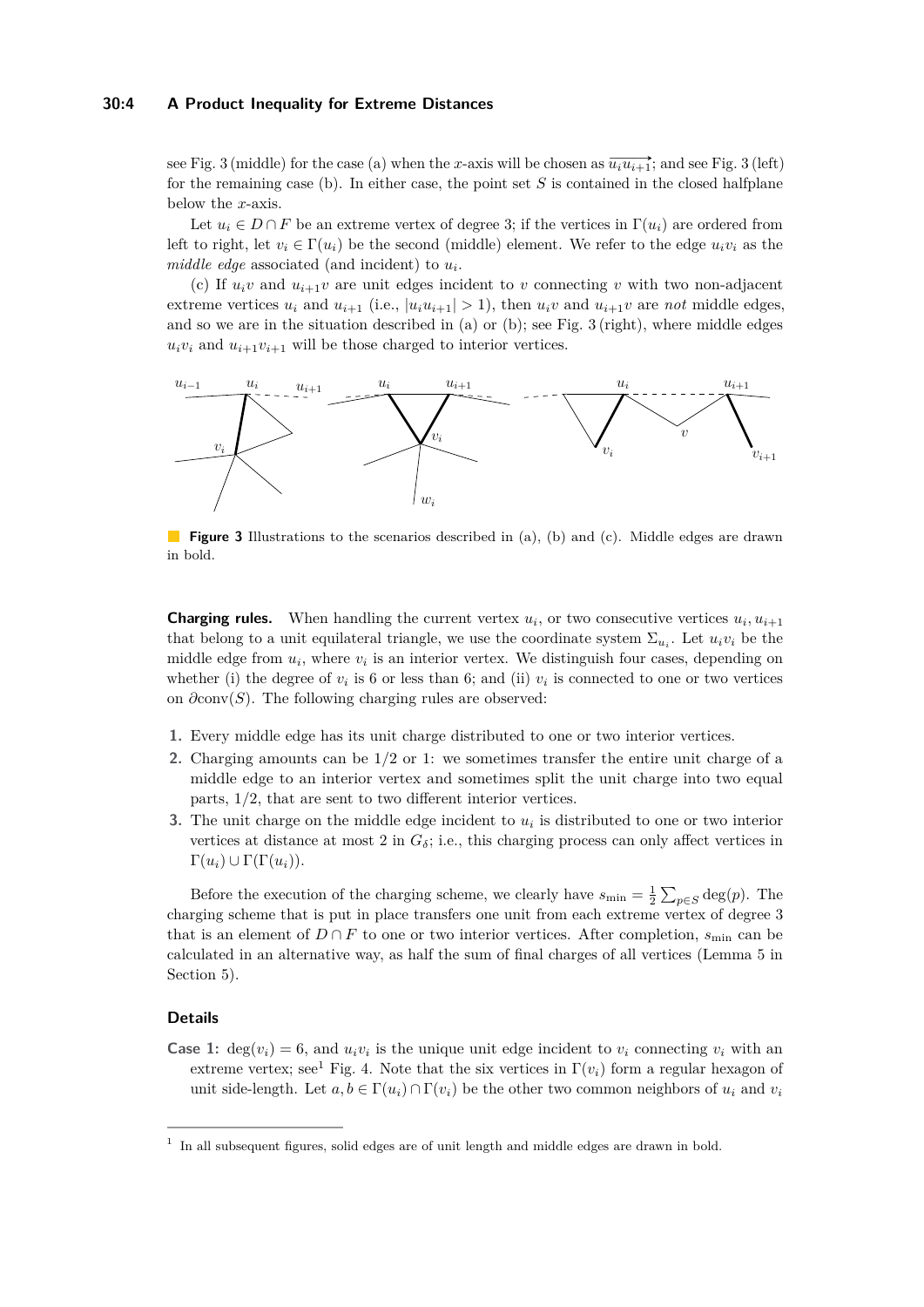see Fig. 3 (middle) for the case (a) when the $x$-axis will be chosen as $\overrightarrow{u_i u_{i+1}}$; and see Fig. 3 (left) for the remaining case (b). In either case, the point set $S$ is contained in the closed halfplane below the $x$-axis.

Let $u_i \in D \cap F$ be an extreme vertex of degree 3; if the vertices in $\Gamma(u_i)$ are ordered from left to right, let $v_i \in \Gamma(u_i)$ be the second (middle) element. We refer to the edge $u_i v_i$ as the *middle edge* associated (and incident) to $u_i$.

(c) If $u_i v$ and $u_{i+1} v$ are unit edges incident to $v$ connecting $v$ with two non-adjacent extreme vertices $u_i$ and $u_{i+1}$ (i.e., $|u_i u_{i+1}| > 1$), then $u_i v$ and $u_{i+1} v$ are *not* middle edges, and so we are in the situation described in (a) or (b); see Fig. 3 (right), where middle edges $u_i v_i$ and $u_{i+1} v_{i+1}$ will be those charged to interior vertices.

**Figure 3** Illustrations to the scenarios described in (a), (b) and (c). Middle edges are drawn in bold.

**Charging rules.** When handling the current vertex $u_i$, or two consecutive vertices $u_i, u_{i+1}$ that belong to a unit equilateral triangle, we use the coordinate system $\Sigma_{u_i}$. Let $u_i v_i$ be the middle edge from $u_i$, where $v_i$ is an interior vertex. We distinguish four cases, depending on whether (i) the degree of $v_i$ is 6 or less than 6; and (ii) $v_i$ is connected to one or two vertices on $\partial \text{conv}(S)$. The following charging rules are observed:

1. Every middle edge has its unit charge distributed to one or two interior vertices.
2. Charging amounts can be $1/2$ or 1: we sometimes transfer the entire unit charge of a middle edge to an interior vertex and sometimes split the unit charge into two equal parts, $1/2$, that are sent to two different interior vertices.
3. The unit charge on the middle edge incident to $u_i$ is distributed to one or two interior vertices at distance at most 2 in $G_\delta$; i.e., this charging process can only affect vertices in $\Gamma(u_i) \cup \Gamma(\Gamma(u_i))$.

Before the execution of the charging scheme, we clearly have $s_{\min} = \frac{1}{2} \sum_{p \in S} \deg(p)$. The charging scheme that is put in place transfers one unit from each extreme vertex of degree 3 that is an element of $D \cap F$ to one or two interior vertices. After completion, $s_{\min}$ can be calculated in an alternative way, as half the sum of final charges of all vertices (Lemma 5 in Section 5).

### Details

**Case 1:** $\deg(v_i) = 6$, and $u_i v_i$ is the unique unit edge incident to $v_i$ connecting $v_i$ with an extreme vertex; see[1] Fig. 4. Note that the six vertices in $\Gamma(v_i)$ form a regular hexagon of unit side-length. Let $a, b \in \Gamma(u_i) \cap \Gamma(v_i)$ be the other two common neighbors of $u_i$ and $v_i$

[1] In all subsequent figures, solid edges are of unit length and middle edges are drawn in bold.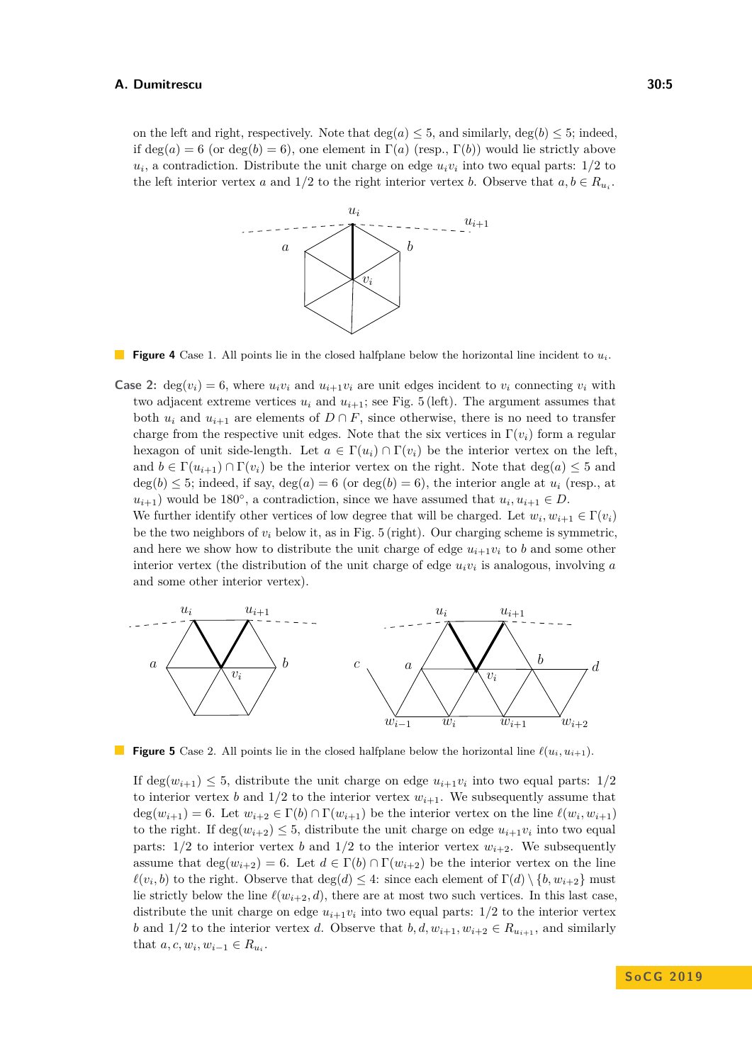on the left and right, respectively. Note that $\deg(a) \le 5$, and similarly, $\deg(b) \le 5$; indeed, if $\deg(a) = 6$ (or $\deg(b) = 6$), one element in $\Gamma(a)$ (resp., $\Gamma(b)$) would lie strictly above $u_i$, a contradiction. Distribute the unit charge on edge $u_i v_i$ into two equal parts: $1/2$ to the left interior vertex $a$ and $1/2$ to the right interior vertex $b$. Observe that $a, b \in R_{u_i}$.

**Figure 4** Case 1. All points lie in the closed halfplane below the horizontal line incident to $u_i$.

**Case 2:** $\deg(v_i) = 6$, where $u_i v_i$ and $u_{i+1} v_i$ are unit edges incident to $v_i$ connecting $v_i$ with two adjacent extreme vertices $u_i$ and $u_{i+1}$; see Fig. 5 (left). The argument assumes that both $u_i$ and $u_{i+1}$ are elements of $D \cap F$, since otherwise, there is no need to transfer charge from the respective unit edges. Note that the six vertices in $\Gamma(v_i)$ form a regular hexagon of unit side-length. Let $a \in \Gamma(u_i) \cap \Gamma(v_i)$ be the interior vertex on the left, and $b \in \Gamma(u_{i+1}) \cap \Gamma(v_i)$ be the interior vertex on the right. Note that $\deg(a) \le 5$ and $\deg(b) \le 5$; indeed, if say, $\deg(a) = 6$ (or $\deg(b) = 6$), the interior angle at $u_i$ (resp., at $u_{i+1}$) would be $180^\circ$, a contradiction, since we have assumed that $u_i, u_{i+1} \in D$.
We further identify other vertices of low degree that will be charged. Let $w_i, w_{i+1} \in \Gamma(v_i)$ be the two neighbors of $v_i$ below it, as in Fig. 5 (right). Our charging scheme is symmetric, and here we show how to distribute the unit charge of edge $u_{i+1} v_i$ to $b$ and some other interior vertex (the distribution of the unit charge of edge $u_i v_i$ is analogous, involving $a$ and some other interior vertex).

**Figure 5** Case 2. All points lie in the closed halfplane below the horizontal line $\ell(u_i, u_{i+1})$.

If $\deg(w_{i+1}) \le 5$, distribute the unit charge on edge $u_{i+1} v_i$ into two equal parts: $1/2$ to interior vertex $b$ and $1/2$ to interior vertex $w_{i+1}$. We subsequently assume that $\deg(w_{i+1}) = 6$. Let $w_{i+2} \in \Gamma(b) \cap \Gamma(w_{i+1})$ be the interior vertex on the line $\ell(w_i, w_{i+1})$ to the right. If $\deg(w_{i+2}) \le 5$, distribute the unit charge on edge $u_{i+1} v_i$ into two equal parts: $1/2$ to interior vertex $b$ and $1/2$ to the interior vertex $w_{i+2}$. We subsequently assume that $\deg(w_{i+2}) = 6$. Let $d \in \Gamma(b) \cap \Gamma(w_{i+2})$ be the interior vertex on the line $\ell(v_i, b)$ to the right. Observe that $\deg(d) \le 4$: since each element of $\Gamma(d) \setminus \{b, w_{i+2}\}$ must lie strictly below the line $\ell(w_{i+2}, d)$, there are at most two such vertices. In this last case, distribute the unit charge on edge $u_{i+1} v_i$ into two equal parts: $1/2$ to the interior vertex $b$ and $1/2$ to the interior vertex $d$. Observe that $b, d, w_{i+1}, w_{i+2} \in R_{u_{i+1}}$, and similarly that $a, c, w_i, w_{i-1} \in R_{u_i}$.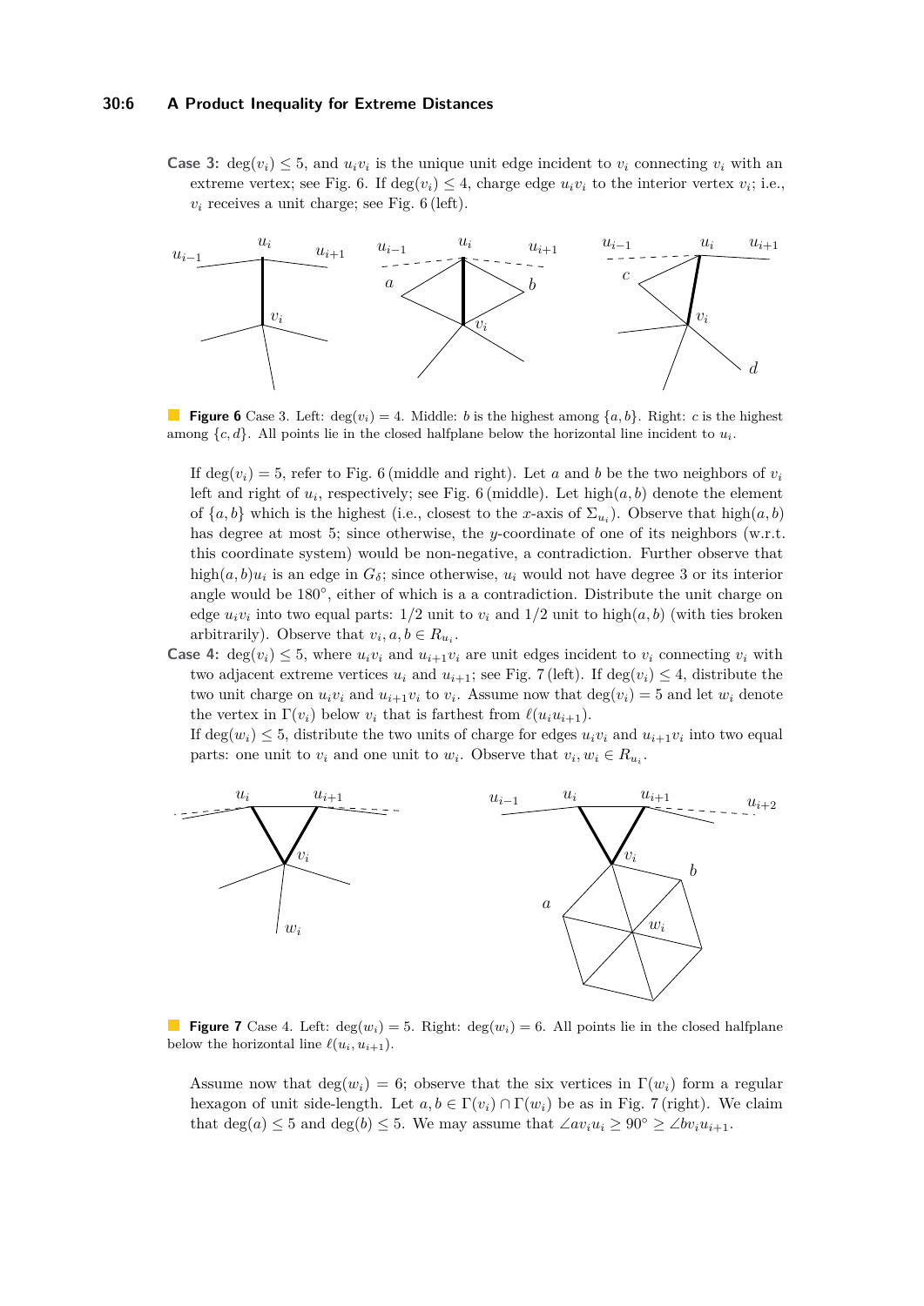**Case 3:** $\deg(v_i) \leq 5$, and $u_i v_i$ is the unique unit edge incident to $v_i$ connecting $v_i$ with an extreme vertex; see Fig. 6. If $\deg(v_i) \leq 4$, charge edge $u_i v_i$ to the interior vertex $v_i$; i.e., $v_i$ receives a unit charge; see Fig. 6 (left).

**Figure 6** Case 3. Left: $\deg(v_i) = 4$. Middle: $b$ is the highest among $\{a, b\}$. Right: $c$ is the highest among $\{c, d\}$. All points lie in the closed halfplane below the horizontal line incident to $u_i$.

If $\deg(v_i) = 5$, refer to Fig. 6 (middle and right). Let $a$ and $b$ be the two neighbors of $v_i$ left and right of $u_i$, respectively; see Fig. 6 (middle). Let $\text{high}(a, b)$ denote the element of $\{a, b\}$ which is the highest (i.e., closest to the $x$-axis of $\Sigma_{u_i}$). Observe that $\text{high}(a, b)$ has degree at most 5; since otherwise, the $y$-coordinate of one of its neighbors (w.r.t. this coordinate system) would be non-negative, a contradiction. Further observe that $\text{high}(a, b)u_i$ is an edge in $G_\delta$; since otherwise, $u_i$ would not have degree 3 or its interior angle would be $180^\circ$, either of which is a a contradiction. Distribute the unit charge on edge $u_i v_i$ into two equal parts: $1/2$ unit to $v_i$ and $1/2$ unit to $\text{high}(a, b)$ (with ties broken arbitrarily). Observe that $v_i, a, b \in R_{u_i}$.

**Case 4:** $\deg(v_i) \leq 5$, where $u_i v_i$ and $u_{i+1} v_i$ are unit edges incident to $v_i$ connecting $v_i$ with two adjacent extreme vertices $u_i$ and $u_{i+1}$; see Fig. 7 (left). If $\deg(v_i) \leq 4$, distribute the two unit charge on $u_i v_i$ and $u_{i+1} v_i$ to $v_i$. Assume now that $\deg(v_i) = 5$ and let $w_i$ denote the vertex in $\Gamma(v_i)$ below $v_i$ that is farthest from $\ell(u_i u_{i+1})$.

If $\deg(w_i) \leq 5$, distribute the two units of charge for edges $u_i v_i$ and $u_{i+1} v_i$ into two equal parts: one unit to $v_i$ and one unit to $w_i$. Observe that $v_i, w_i \in R_{u_i}$.

**Figure 7** Case 4. Left: $\deg(w_i) = 5$. Right: $\deg(w_i) = 6$. All points lie in the closed halfplane below the horizontal line $\ell(u_i, u_{i+1})$.

Assume now that $\deg(w_i) = 6$; observe that the six vertices in $\Gamma(w_i)$ form a regular hexagon of unit side-length. Let $a, b \in \Gamma(v_i) \cap \Gamma(w_i)$ be as in Fig. 7 (right). We claim that $\deg(a) \leq 5$ and $\deg(b) \leq 5$. We may assume that $\angle a v_i u_i \geq 90^\circ \geq \angle b v_i u_{i+1}$.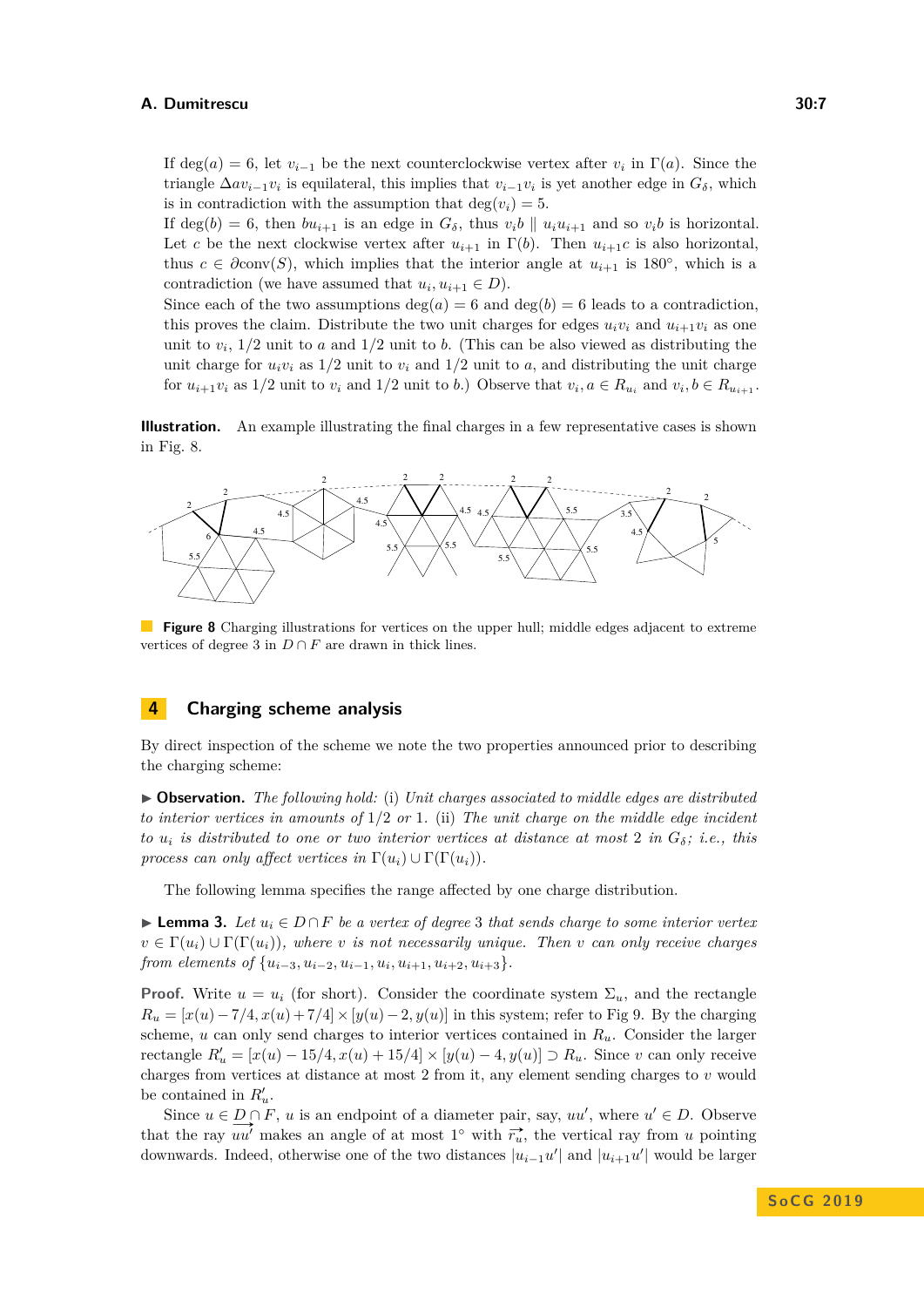If $\deg(a) = 6$, let $v_{i-1}$ be the next counterclockwise vertex after $v_i$ in $\Gamma(a)$. Since the triangle $\Delta a v_{i-1} v_i$ is equilateral, this implies that $v_{i-1} v_i$ is yet another edge in $G_\delta$, which is in contradiction with the assumption that $\deg(v_i) = 5$.

If $\deg(b) = 6$, then $b u_{i+1}$ is an edge in $G_\delta$, thus $v_i b \parallel u_i u_{i+1}$ and so $v_i b$ is horizontal. Let $c$ be the next clockwise vertex after $u_{i+1}$ in $\Gamma(b)$. Then $u_{i+1} c$ is also horizontal, thus $c \in \partial \text{conv}(S)$, which implies that the interior angle at $u_{i+1}$ is $180°$, which is a contradiction (we have assumed that $u_i, u_{i+1} \in D$).

Since each of the two assumptions $\deg(a) = 6$ and $\deg(b) = 6$ leads to a contradiction, this proves the claim. Distribute the two unit charges for edges $u_i v_i$ and $u_{i+1} v_i$ as one unit to $v_i$, $1/2$ unit to $a$ and $1/2$ unit to $b$. (This can be also viewed as distributing the unit charge for $u_i v_i$ as $1/2$ unit to $v_i$ and $1/2$ unit to $a$, and distributing the unit charge for $u_{i+1} v_i$ as $1/2$ unit to $v_i$ and $1/2$ unit to $b$.) Observe that $v_i, a \in R_{u_i}$ and $v_i, b \in R_{u_{i+1}}$.

**Illustration.** An example illustrating the final charges in a few representative cases is shown in Fig. 8.

**Figure 8** Charging illustrations for vertices on the upper hull; middle edges adjacent to extreme vertices of degree 3 in $D \cap F$ are drawn in thick lines.

## 4 Charging scheme analysis

By direct inspection of the scheme we note the two properties announced prior to describing the charging scheme:

▶ **Observation.** *The following hold:* (i) *Unit charges associated to middle edges are distributed to interior vertices in amounts of* $1/2$ *or* $1$. (ii) *The unit charge on the middle edge incident to* $u_i$ *is distributed to one or two interior vertices at distance at most* $2$ *in* $G_\delta$*; i.e., this process can only affect vertices in* $\Gamma(u_i) \cup \Gamma(\Gamma(u_i))$.

The following lemma specifies the range affected by one charge distribution.

▶ **Lemma 3.** *Let* $u_i \in D \cap F$ *be a vertex of degree* $3$ *that sends charge to some interior vertex* $v \in \Gamma(u_i) \cup \Gamma(\Gamma(u_i))$*, where* $v$ *is not necessarily unique. Then* $v$ *can only receive charges from elements of* $\{u_{i-3}, u_{i-2}, u_{i-1}, u_i, u_{i+1}, u_{i+2}, u_{i+3}\}$.

**Proof.** Write $u = u_i$ (for short). Consider the coordinate system $\Sigma_u$, and the rectangle $R_u = [x(u) - 7/4, x(u) + 7/4] \times [y(u) - 2, y(u)]$ in this system; refer to Fig 9. By the charging scheme, $u$ can only send charges to interior vertices contained in $R_u$. Consider the larger rectangle $R'_u = [x(u) - 15/4, x(u) + 15/4] \times [y(u) - 4, y(u)] \supset R_u$. Since $v$ can only receive charges from vertices at distance at most 2 from it, any element sending charges to $v$ would be contained in $R'_u$.

Since $u \in D \cap F$, $u$ is an endpoint of a diameter pair, say, $uu'$, where $u' \in D$. Observe that the ray $\overrightarrow{uu'}$ makes an angle of at most $1°$ with $\vec{r_u}$, the vertical ray from $u$ pointing downwards. Indeed, otherwise one of the two distances $|u_{i-1} u'|$ and $|u_{i+1} u'|$ would be larger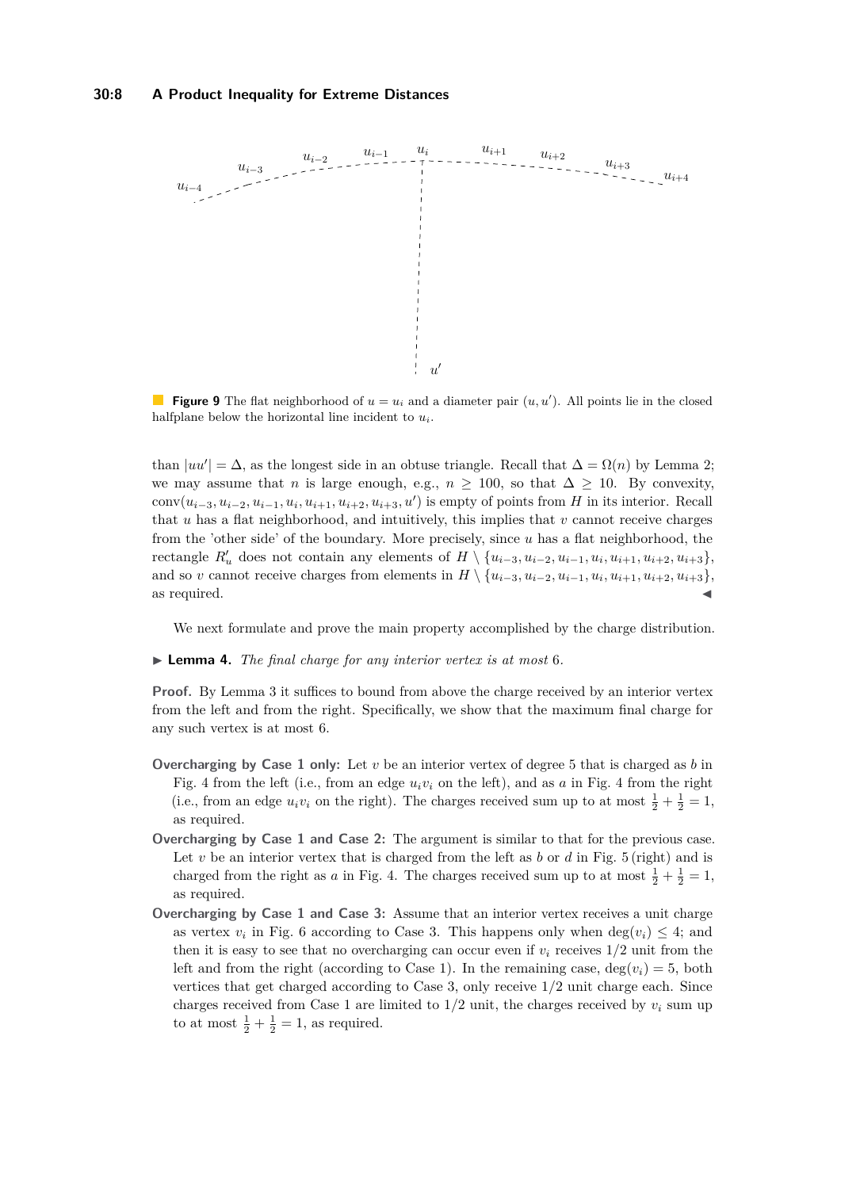**Figure 9** The flat neighborhood of $u = u_i$ and a diameter pair $(u, u')$. All points lie in the closed halfplane below the horizontal line incident to $u_i$.

than $|uu'| = \Delta$, as the longest side in an obtuse triangle. Recall that $\Delta = \Omega(n)$ by Lemma 2; we may assume that $n$ is large enough, e.g., $n \geq 100$, so that $\Delta \geq 10$. By convexity, $\text{conv}(u_{i-3}, u_{i-2}, u_{i-1}, u_i, u_{i+1}, u_{i+2}, u_{i+3}, u')$ is empty of points from $H$ in its interior. Recall that $u$ has a flat neighborhood, and intuitively, this implies that $v$ cannot receive charges from the 'other side' of the boundary. More precisely, since $u$ has a flat neighborhood, the rectangle $R'_u$ does not contain any elements of $H \setminus \{u_{i-3}, u_{i-2}, u_{i-1}, u_i, u_{i+1}, u_{i+2}, u_{i+3}\}$, and so $v$ cannot receive charges from elements in $H \setminus \{u_{i-3}, u_{i-2}, u_{i-1}, u_i, u_{i+1}, u_{i+2}, u_{i+3}\}$, as required. ◀

We next formulate and prove the main property accomplished by the charge distribution.

▶ **Lemma 4.** *The final charge for any interior vertex is at most* 6.

**Proof.** By Lemma 3 it suffices to bound from above the charge received by an interior vertex from the left and from the right. Specifically, we show that the maximum final charge for any such vertex is at most 6.

**Overcharging by Case 1 only:** Let $v$ be an interior vertex of degree 5 that is charged as $b$ in Fig. 4 from the left (i.e., from an edge $u_i v_i$ on the left), and as $a$ in Fig. 4 from the right (i.e., from an edge $u_i v_i$ on the right). The charges received sum up to at most $\frac{1}{2} + \frac{1}{2} = 1$, as required.

**Overcharging by Case 1 and Case 2:** The argument is similar to that for the previous case. Let $v$ be an interior vertex that is charged from the left as $b$ or $d$ in Fig. 5 (right) and is charged from the right as $a$ in Fig. 4. The charges received sum up to at most $\frac{1}{2} + \frac{1}{2} = 1$, as required.

**Overcharging by Case 1 and Case 3:** Assume that an interior vertex receives a unit charge as vertex $v_i$ in Fig. 6 according to Case 3. This happens only when $\deg(v_i) \leq 4$; and then it is easy to see that no overcharging can occur even if $v_i$ receives $1/2$ unit from the left and from the right (according to Case 1). In the remaining case, $\deg(v_i) = 5$, both vertices that get charged according to Case 3, only receive $1/2$ unit charge each. Since charges received from Case 1 are limited to $1/2$ unit, the charges received by $v_i$ sum up to at most $\frac{1}{2} + \frac{1}{2} = 1$, as required.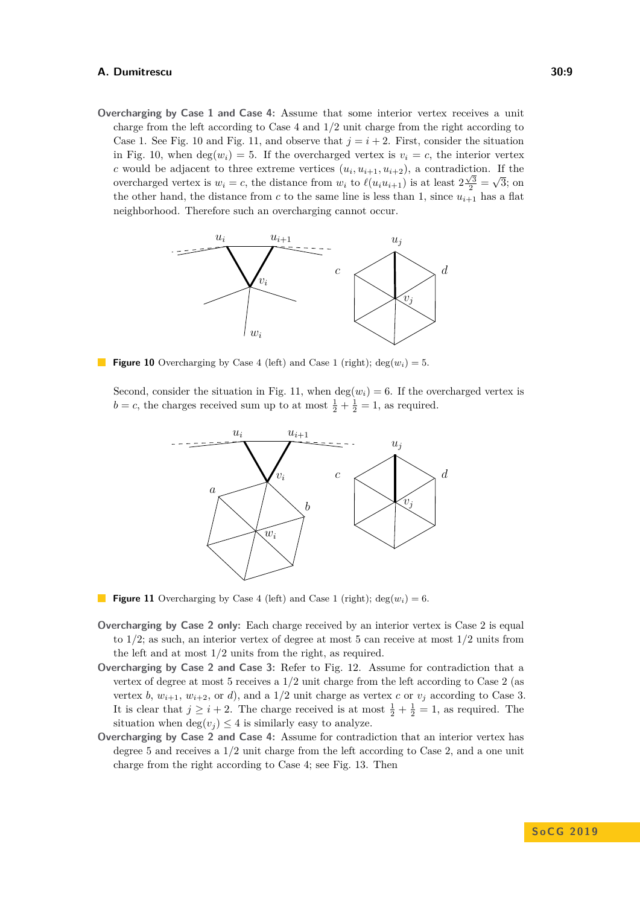**Overcharging by Case 1 and Case 4:** Assume that some interior vertex receives a unit charge from the left according to Case 4 and 1/2 unit charge from the right according to Case 1. See Fig. 10 and Fig. 11, and observe that $j = i + 2$. First, consider the situation in Fig. 10, when $\deg(w_i) = 5$. If the overcharged vertex is $v_i = c$, the interior vertex $c$ would be adjacent to three extreme vertices $(u_i, u_{i+1}, u_{i+2})$, a contradiction. If the overcharged vertex is $w_i = c$, the distance from $w_i$ to $\ell(u_i u_{i+1})$ is at least $2\frac{\sqrt{3}}{2} = \sqrt{3}$; on the other hand, the distance from $c$ to the same line is less than 1, since $u_{i+1}$ has a flat neighborhood. Therefore such an overcharging cannot occur.

**Figure 10** Overcharging by Case 4 (left) and Case 1 (right); $\deg(w_i) = 5$.

Second, consider the situation in Fig. 11, when $\deg(w_i) = 6$. If the overcharged vertex is $b = c$, the charges received sum up to at most $\frac{1}{2} + \frac{1}{2} = 1$, as required.

**Figure 11** Overcharging by Case 4 (left) and Case 1 (right); $\deg(w_i) = 6$.

**Overcharging by Case 2 only:** Each charge received by an interior vertex is Case 2 is equal to 1/2; as such, an interior vertex of degree at most 5 can receive at most 1/2 units from the left and at most 1/2 units from the right, as required.

**Overcharging by Case 2 and Case 3:** Refer to Fig. 12. Assume for contradiction that a vertex of degree at most 5 receives a 1/2 unit charge from the left according to Case 2 (as vertex $b$, $w_{i+1}$, $w_{i+2}$, or $d$), and a 1/2 unit charge as vertex $c$ or $v_j$ according to Case 3. It is clear that $j \geq i + 2$. The charge received is at most $\frac{1}{2} + \frac{1}{2} = 1$, as required. The situation when $\deg(v_j) \leq 4$ is similarly easy to analyze.

**Overcharging by Case 2 and Case 4:** Assume for contradiction that an interior vertex has degree 5 and receives a 1/2 unit charge from the left according to Case 2, and a one unit charge from the right according to Case 4; see Fig. 13. Then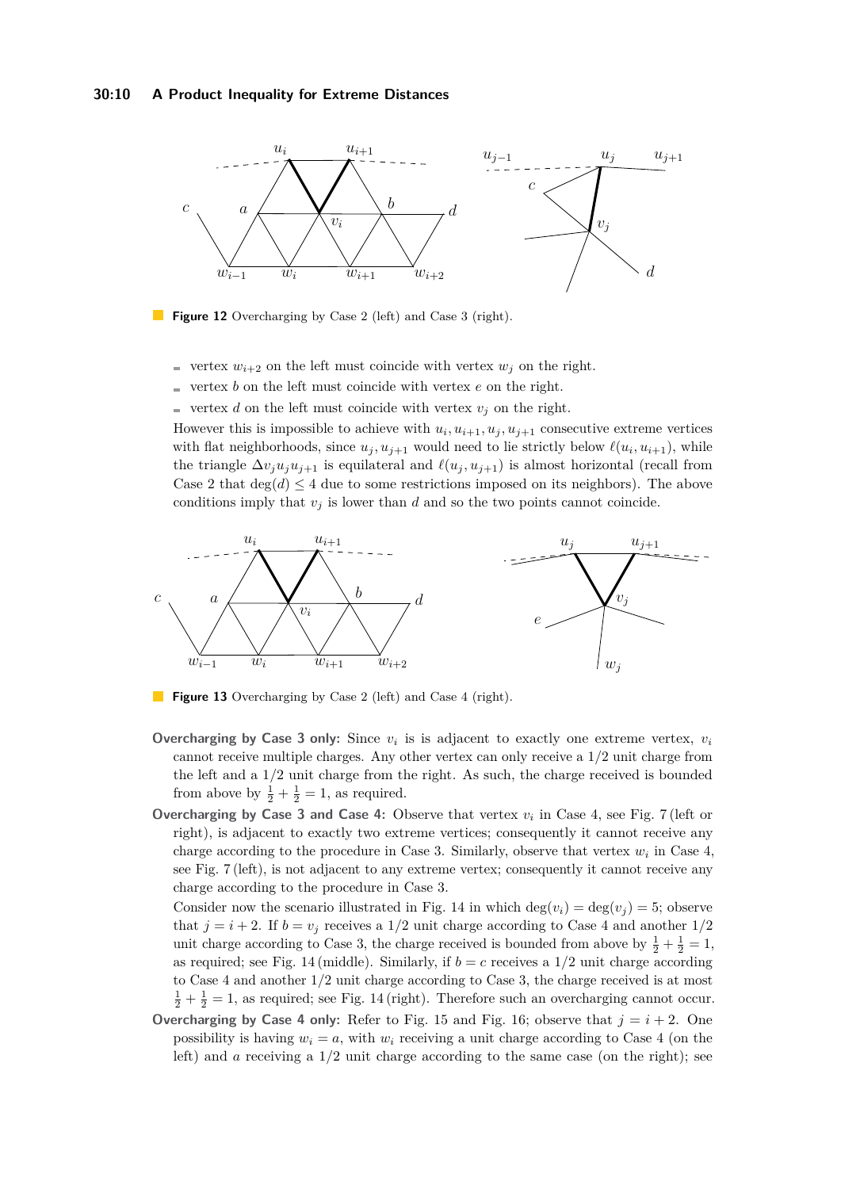**Figure 12** Overcharging by Case 2 (left) and Case 3 (right).

- vertex $w_{i+2}$ on the left must coincide with vertex $w_j$ on the right.
- vertex $b$ on the left must coincide with vertex $e$ on the right.
- vertex $d$ on the left must coincide with vertex $v_j$ on the right.

However this is impossible to achieve with $u_i, u_{i+1}, u_j, u_{j+1}$ consecutive extreme vertices with flat neighborhoods, since $u_j, u_{j+1}$ would need to lie strictly below $\ell(u_i, u_{i+1})$, while the triangle $\Delta v_j u_j u_{j+1}$ is equilateral and $\ell(u_j, u_{j+1})$ is almost horizontal (recall from Case 2 that $\deg(d) \leq 4$ due to some restrictions imposed on its neighbors). The above conditions imply that $v_j$ is lower than $d$ and so the two points cannot coincide.

**Figure 13** Overcharging by Case 2 (left) and Case 4 (right).

**Overcharging by Case 3 only:** Since $v_i$ is is adjacent to exactly one extreme vertex, $v_i$ cannot receive multiple charges. Any other vertex can only receive a 1/2 unit charge from the left and a 1/2 unit charge from the right. As such, the charge received is bounded from above by $\frac{1}{2} + \frac{1}{2} = 1$, as required.

**Overcharging by Case 3 and Case 4:** Observe that vertex $v_i$ in Case 4, see Fig. 7 (left or right), is adjacent to exactly two extreme vertices; consequently it cannot receive any charge according to the procedure in Case 3. Similarly, observe that vertex $w_i$ in Case 4, see Fig. 7 (left), is not adjacent to any extreme vertex; consequently it cannot receive any charge according to the procedure in Case 3.

Consider now the scenario illustrated in Fig. 14 in which $\deg(v_i) = \deg(v_j) = 5$; observe that $j = i + 2$. If $b = v_j$ receives a 1/2 unit charge according to Case 4 and another 1/2 unit charge according to Case 3, the charge received is bounded from above by $\frac{1}{2} + \frac{1}{2} = 1$, as required; see Fig. 14 (middle). Similarly, if $b = c$ receives a 1/2 unit charge according to Case 4 and another 1/2 unit charge according to Case 3, the charge received is at most $\frac{1}{2} + \frac{1}{2} = 1$, as required; see Fig. 14 (right). Therefore such an overcharging cannot occur.

**Overcharging by Case 4 only:** Refer to Fig. 15 and Fig. 16; observe that $j = i + 2$. One possibility is having $w_i = a$, with $w_i$ receiving a unit charge according to Case 4 (on the left) and $a$ receiving a 1/2 unit charge according to the same case (on the right); see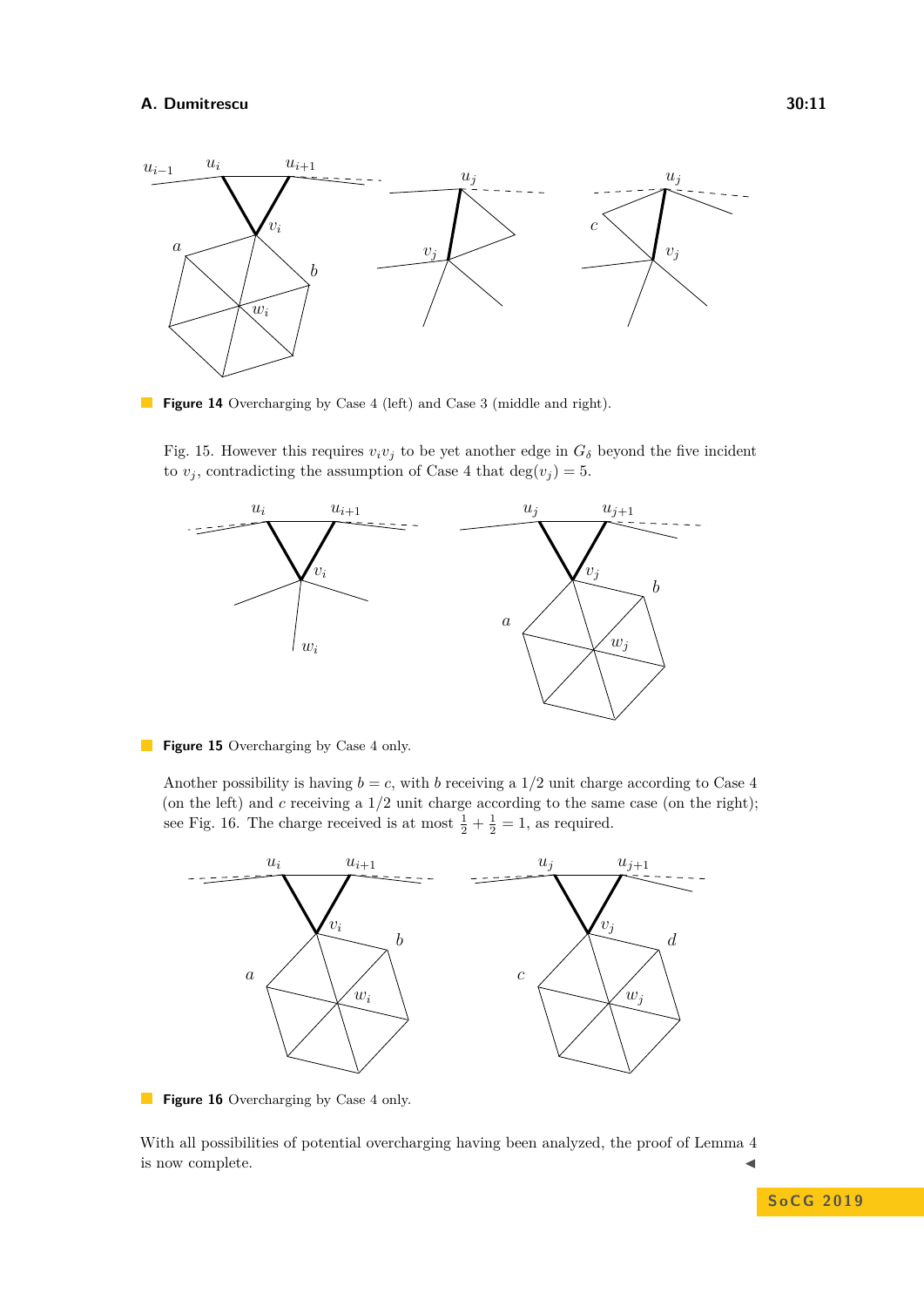**Figure 14** Overcharging by Case 4 (left) and Case 3 (middle and right).

Fig. 15. However this requires $v_iv_j$ to be yet another edge in $G_\delta$ beyond the five incident to $v_j$, contradicting the assumption of Case 4 that $\deg(v_j) = 5$.

**Figure 15** Overcharging by Case 4 only.

Another possibility is having $b = c$, with $b$ receiving a 1/2 unit charge according to Case 4 (on the left) and $c$ receiving a 1/2 unit charge according to the same case (on the right); see Fig. 16. The charge received is at most $\frac{1}{2} + \frac{1}{2} = 1$, as required.

**Figure 16** Overcharging by Case 4 only.

With all possibilities of potential overcharging having been analyzed, the proof of Lemma 4 is now complete. ◀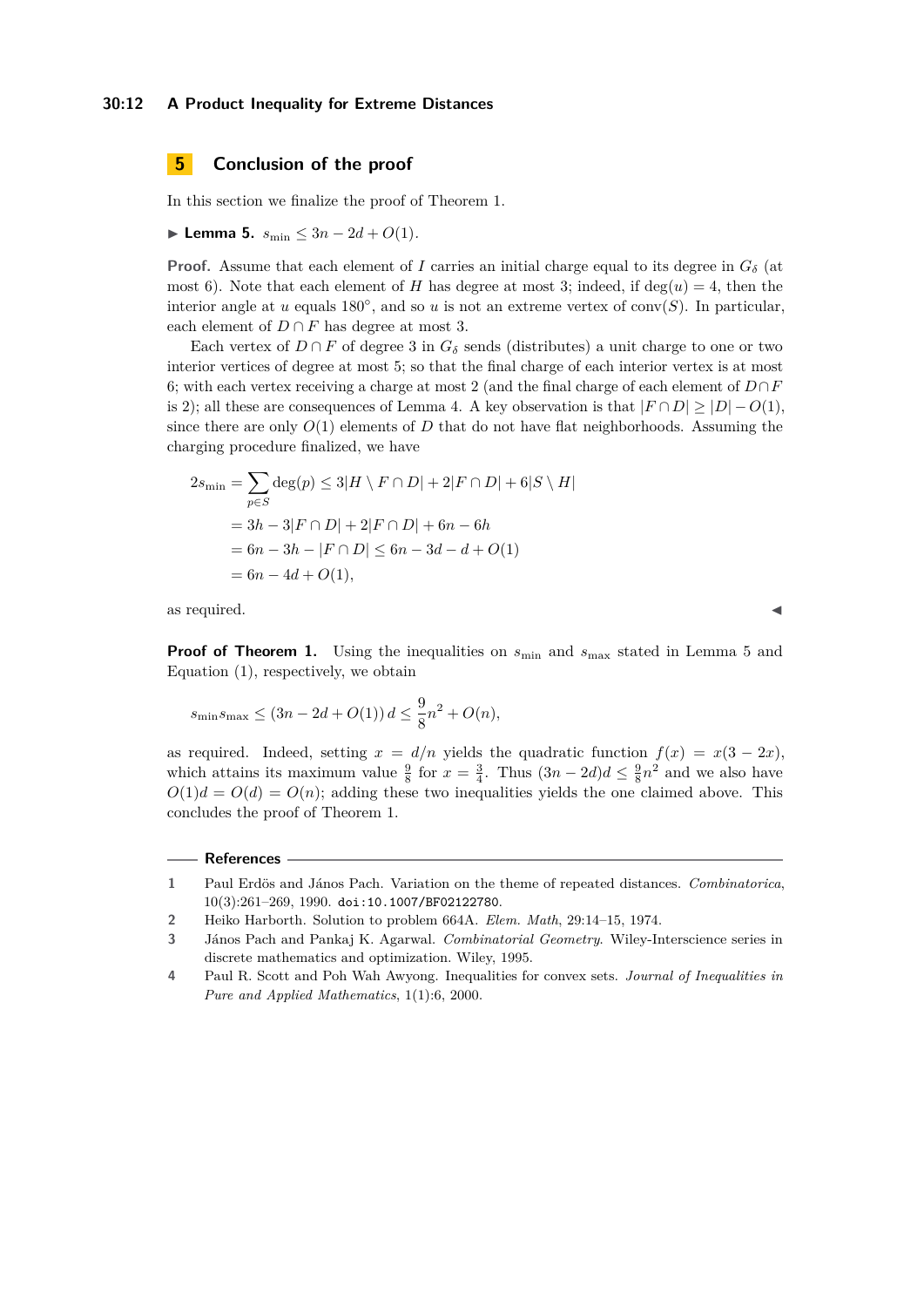## 5 Conclusion of the proof

In this section we finalize the proof of Theorem 1.

▶ **Lemma 5.** $s_{\min} \leq 3n - 2d + O(1)$.

**Proof.** Assume that each element of $I$ carries an initial charge equal to its degree in $G_\delta$ (at most 6). Note that each element of $H$ has degree at most 3; indeed, if $\deg(u) = 4$, then the interior angle at $u$ equals $180°$, and so $u$ is not an extreme vertex of $\text{conv}(S)$. In particular, each element of $D \cap F$ has degree at most 3.

Each vertex of $D \cap F$ of degree 3 in $G_\delta$ sends (distributes) a unit charge to one or two interior vertices of degree at most 5; so that the final charge of each interior vertex is at most 6; with each vertex receiving a charge at most 2 (and the final charge of each element of $D \cap F$ is 2); all these are consequences of Lemma 4. A key observation is that $|F \cap D| \geq |D| - O(1)$, since there are only $O(1)$ elements of $D$ that do not have flat neighborhoods. Assuming the charging procedure finalized, we have

$$
\begin{aligned}
2s_{\min} &= \sum_{p \in S} \deg(p) \leq 3|H \setminus F \cap D| + 2|F \cap D| + 6|S \setminus H| \\
&= 3h - 3|F \cap D| + 2|F \cap D| + 6n - 6h \\
&= 6n - 3h - |F \cap D| \leq 6n - 3d - d + O(1) \\
&= 6n - 4d + O(1),
\end{aligned}
$$

as required. ◀

**Proof of Theorem 1.** Using the inequalities on $s_{\min}$ and $s_{\max}$ stated in Lemma 5 and Equation (1), respectively, we obtain

$$
s_{\min} s_{\max} \leq (3n - 2d + O(1))\, d \leq \frac{9}{8} n^2 + O(n),
$$

as required. Indeed, setting $x = d/n$ yields the quadratic function $f(x) = x(3 - 2x)$, which attains its maximum value $\frac{9}{8}$ for $x = \frac{3}{4}$. Thus $(3n - 2d)d \leq \frac{9}{8}n^2$ and we also have $O(1)d = O(d) = O(n)$; adding these two inequalities yields the one claimed above. This concludes the proof of Theorem 1.

## References

1. Paul Erdös and János Pach. Variation on the theme of repeated distances. *Combinatorica*, 10(3):261–269, 1990. doi:10.1007/BF02122780.
2. Heiko Harborth. Solution to problem 664A. *Elem. Math*, 29:14–15, 1974.
3. János Pach and Pankaj K. Agarwal. *Combinatorial Geometry*. Wiley-Interscience series in discrete mathematics and optimization. Wiley, 1995.
4. Paul R. Scott and Poh Wah Awyong. Inequalities for convex sets. *Journal of Inequalities in Pure and Applied Mathematics*, 1(1):6, 2000.